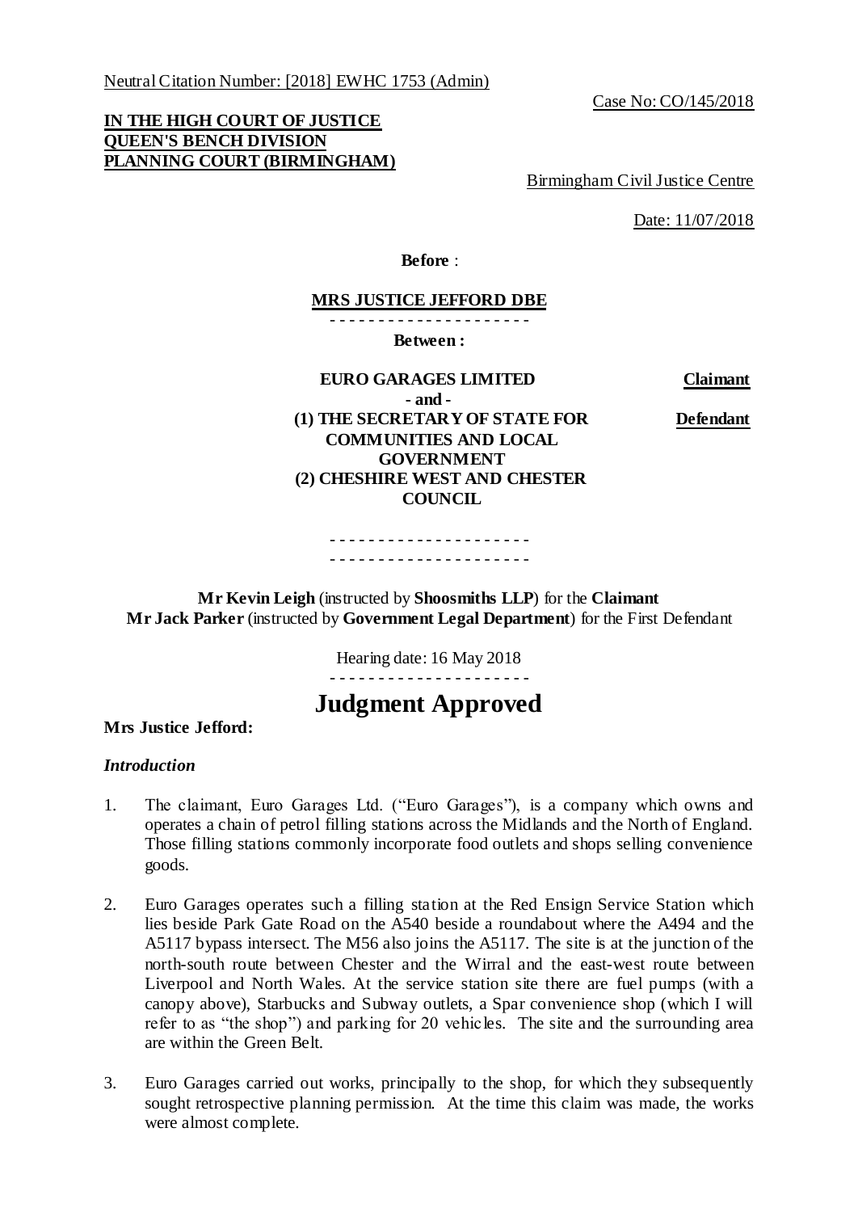Neutral Citation Number: [2018] EWHC 1753 (Admin)

Case No: CO/145/2018

**IN THE HIGH COURT OF JUSTICE**
**QUEEN'S BENCH DIVISION**
**PLANNING COURT (BIRMINGHAM)**

Birmingham Civil Justice Centre

Date: 11/07/2018

**Before** :

**MRS JUSTICE JEFFORD DBE**

- - - - - - - - - - - - - - - - - - - - -

**Between :**

| | |
|---|---|
| **EURO GARAGES LIMITED** | **Claimant** |
| **- and -** | |
| **(1) THE SECRETARY OF STATE FOR COMMUNITIES AND LOCAL GOVERNMENT**<br>**(2) CHESHIRE WEST AND CHESTER COUNCIL** | **Defendant** |

- - - - - - - - - - - - - - - - - - - - -
- - - - - - - - - - - - - - - - - - - - -

**Mr Kevin Leigh** (instructed by **Shoosmiths LLP**) for the **Claimant**
**Mr Jack Parker** (instructed by **Government Legal Department**) for the First Defendant

Hearing date: 16 May 2018

- - - - - - - - - - - - - - - - - - - - -

# Judgment Approved

**Mrs Justice Jefford:**

### *Introduction*

1. The claimant, Euro Garages Ltd. ("Euro Garages"), is a company which owns and operates a chain of petrol filling stations across the Midlands and the North of England. Those filling stations commonly incorporate food outlets and shops selling convenience goods.

2. Euro Garages operates such a filling station at the Red Ensign Service Station which lies beside Park Gate Road on the A540 beside a roundabout where the A494 and the A5117 bypass intersect. The M56 also joins the A5117. The site is at the junction of the north-south route between Chester and the Wirral and the east-west route between Liverpool and North Wales. At the service station site there are fuel pumps (with a canopy above), Starbucks and Subway outlets, a Spar convenience shop (which I will refer to as "the shop") and parking for 20 vehicles. The site and the surrounding area are within the Green Belt.

3. Euro Garages carried out works, principally to the shop, for which they subsequently sought retrospective planning permission. At the time this claim was made, the works were almost complete.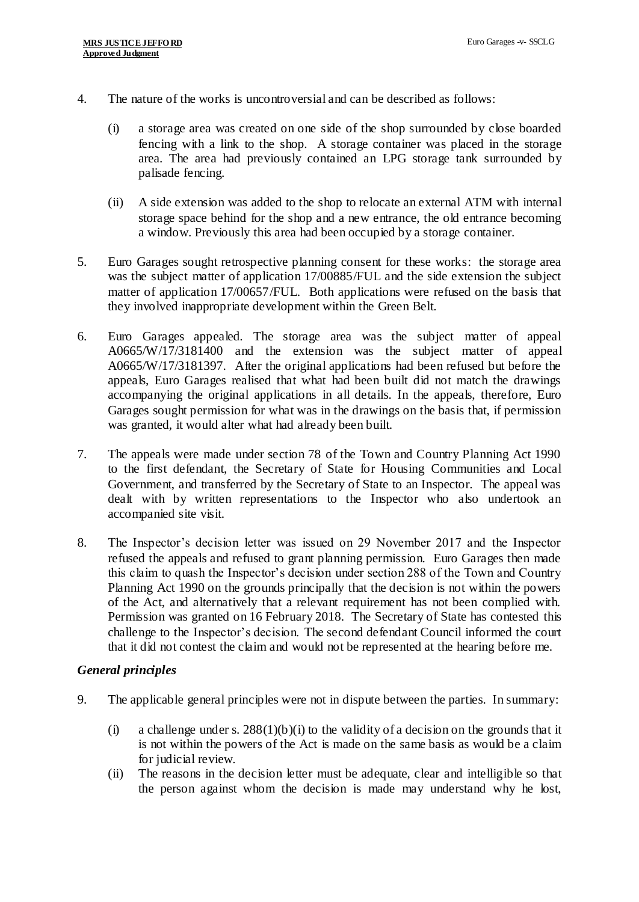4. The nature of the works is uncontroversial and can be described as follows:

   (i) a storage area was created on one side of the shop surrounded by close boarded fencing with a link to the shop. A storage container was placed in the storage area. The area had previously contained an LPG storage tank surrounded by palisade fencing.

   (ii) A side extension was added to the shop to relocate an external ATM with internal storage space behind for the shop and a new entrance, the old entrance becoming a window. Previously this area had been occupied by a storage container.

5. Euro Garages sought retrospective planning consent for these works: the storage area was the subject matter of application 17/00885/FUL and the side extension the subject matter of application 17/00657/FUL. Both applications were refused on the basis that they involved inappropriate development within the Green Belt.

6. Euro Garages appealed. The storage area was the subject matter of appeal A0665/W/17/3181400 and the extension was the subject matter of appeal A0665/W/17/3181397. After the original applications had been refused but before the appeals, Euro Garages realised that what had been built did not match the drawings accompanying the original applications in all details. In the appeals, therefore, Euro Garages sought permission for what was in the drawings on the basis that, if permission was granted, it would alter what had already been built.

7. The appeals were made under section 78 of the Town and Country Planning Act 1990 to the first defendant, the Secretary of State for Housing Communities and Local Government, and transferred by the Secretary of State to an Inspector. The appeal was dealt with by written representations to the Inspector who also undertook an accompanied site visit.

8. The Inspector's decision letter was issued on 29 November 2017 and the Inspector refused the appeals and refused to grant planning permission. Euro Garages then made this claim to quash the Inspector's decision under section 288 of the Town and Country Planning Act 1990 on the grounds principally that the decision is not within the powers of the Act, and alternatively that a relevant requirement has not been complied with. Permission was granted on 16 February 2018. The Secretary of State has contested this challenge to the Inspector's decision. The second defendant Council informed the court that it did not contest the claim and would not be represented at the hearing before me.

### *General principles*

9. The applicable general principles were not in dispute between the parties. In summary:

   (i) a challenge under s. 288(1)(b)(i) to the validity of a decision on the grounds that it is not within the powers of the Act is made on the same basis as would be a claim for judicial review.

   (ii) The reasons in the decision letter must be adequate, clear and intelligible so that the person against whom the decision is made may understand why he lost,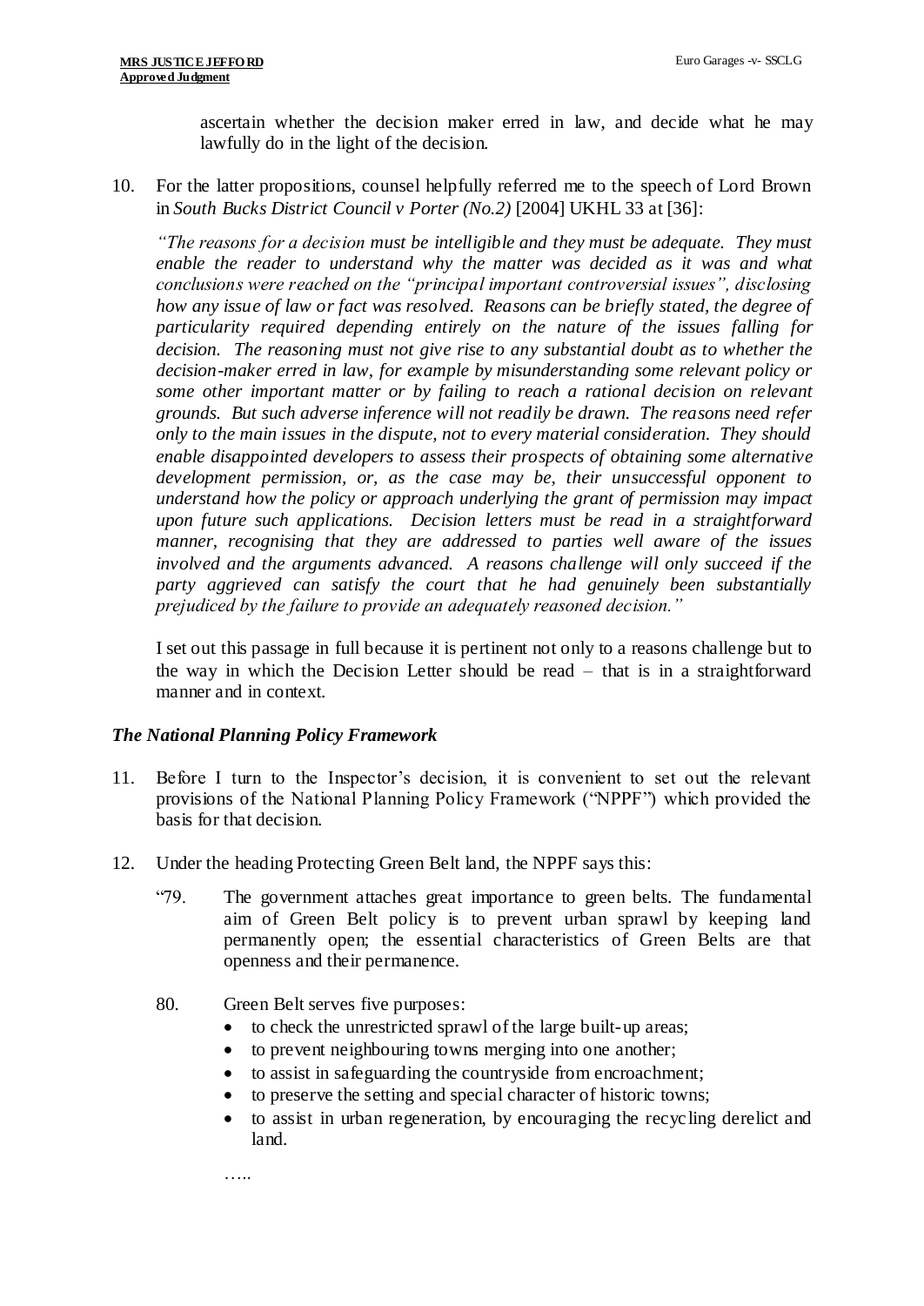ascertain whether the decision maker erred in law, and decide what he may lawfully do in the light of the decision.

10. For the latter propositions, counsel helpfully referred me to the speech of Lord Brown in *South Bucks District Council v Porter (No.2)* [2004] UKHL 33 at [36]:

*"The reasons for a decision must be intelligible and they must be adequate. They must enable the reader to understand why the matter was decided as it was and what conclusions were reached on the "principal important controversial issues", disclosing how any issue of law or fact was resolved. Reasons can be briefly stated, the degree of particularity required depending entirely on the nature of the issues falling for decision. The reasoning must not give rise to any substantial doubt as to whether the decision-maker erred in law, for example by misunderstanding some relevant policy or some other important matter or by failing to reach a rational decision on relevant grounds. But such adverse inference will not readily be drawn. The reasons need refer only to the main issues in the dispute, not to every material consideration. They should enable disappointed developers to assess their prospects of obtaining some alternative development permission, or, as the case may be, their unsuccessful opponent to understand how the policy or approach underlying the grant of permission may impact upon future such applications. Decision letters must be read in a straightforward manner, recognising that they are addressed to parties well aware of the issues involved and the arguments advanced. A reasons challenge will only succeed if the party aggrieved can satisfy the court that he had genuinely been substantially prejudiced by the failure to provide an adequately reasoned decision."*

I set out this passage in full because it is pertinent not only to a reasons challenge but to the way in which the Decision Letter should be read – that is in a straightforward manner and in context.

### *The National Planning Policy Framework*

11. Before I turn to the Inspector's decision, it is convenient to set out the relevant provisions of the National Planning Policy Framework ("NPPF") which provided the basis for that decision.

12. Under the heading Protecting Green Belt land, the NPPF says this:

"79. The government attaches great importance to green belts. The fundamental aim of Green Belt policy is to prevent urban sprawl by keeping land permanently open; the essential characteristics of Green Belts are that openness and their permanence.

80. Green Belt serves five purposes:

- to check the unrestricted sprawl of the large built-up areas;
- to prevent neighbouring towns merging into one another;
- to assist in safeguarding the countryside from encroachment;
- to preserve the setting and special character of historic towns;
- to assist in urban regeneration, by encouraging the recycling derelict and land.

….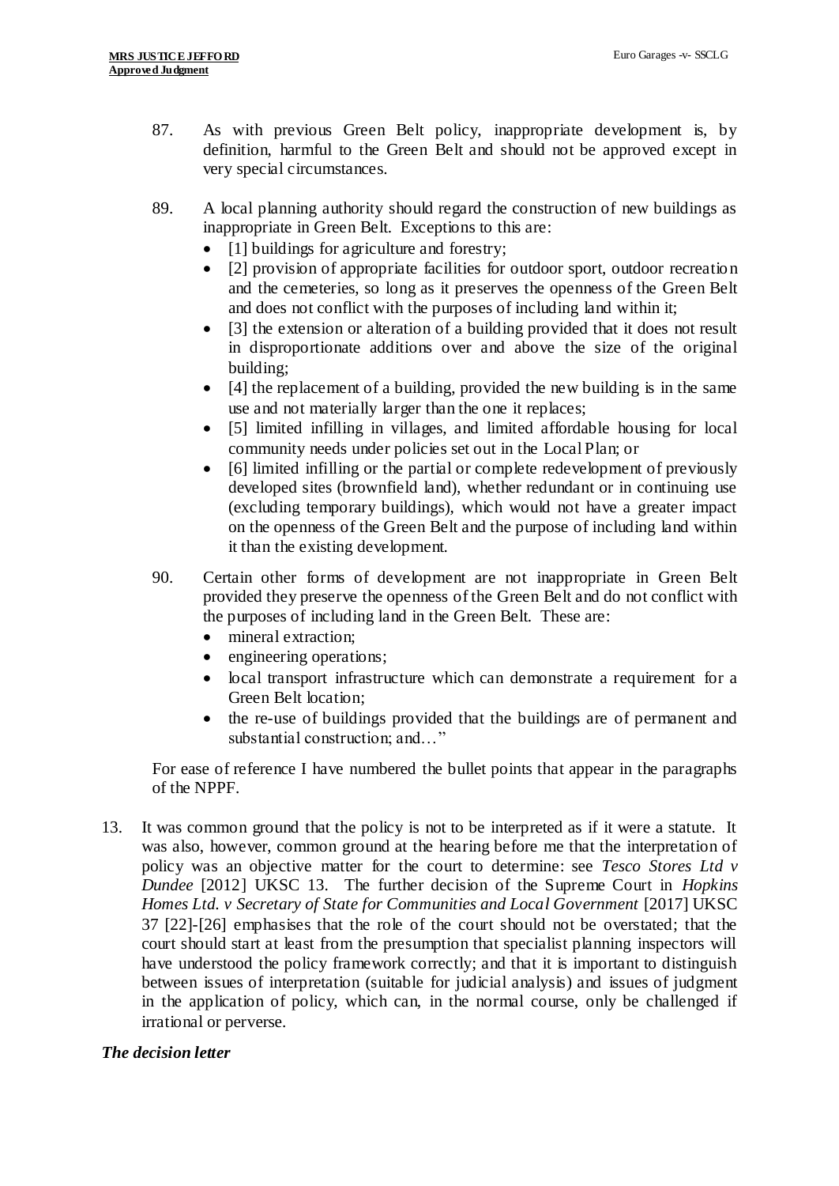87. As with previous Green Belt policy, inappropriate development is, by definition, harmful to the Green Belt and should not be approved except in very special circumstances.

89. A local planning authority should regard the construction of new buildings as inappropriate in Green Belt. Exceptions to this are:
    - [1] buildings for agriculture and forestry;
    - [2] provision of appropriate facilities for outdoor sport, outdoor recreation and the cemeteries, so long as it preserves the openness of the Green Belt and does not conflict with the purposes of including land within it;
    - [3] the extension or alteration of a building provided that it does not result in disproportionate additions over and above the size of the original building;
    - [4] the replacement of a building, provided the new building is in the same use and not materially larger than the one it replaces;
    - [5] limited infilling in villages, and limited affordable housing for local community needs under policies set out in the Local Plan; or
    - [6] limited infilling or the partial or complete redevelopment of previously developed sites (brownfield land), whether redundant or in continuing use (excluding temporary buildings), which would not have a greater impact on the openness of the Green Belt and the purpose of including land within it than the existing development.

90. Certain other forms of development are not inappropriate in Green Belt provided they preserve the openness of the Green Belt and do not conflict with the purposes of including land in the Green Belt. These are:
    - mineral extraction;
    - engineering operations;
    - local transport infrastructure which can demonstrate a requirement for a Green Belt location;
    - the re-use of buildings provided that the buildings are of permanent and substantial construction; and…"

For ease of reference I have numbered the bullet points that appear in the paragraphs of the NPPF.

13. It was common ground that the policy is not to be interpreted as if it were a statute. It was also, however, common ground at the hearing before me that the interpretation of policy was an objective matter for the court to determine: see *Tesco Stores Ltd v Dundee* [2012] UKSC 13. The further decision of the Supreme Court in *Hopkins Homes Ltd. v Secretary of State for Communities and Local Government* [2017] UKSC 37 [22]-[26] emphasises that the role of the court should not be overstated; that the court should start at least from the presumption that specialist planning inspectors will have understood the policy framework correctly; and that it is important to distinguish between issues of interpretation (suitable for judicial analysis) and issues of judgment in the application of policy, which can, in the normal course, only be challenged if irrational or perverse.

### *The decision letter*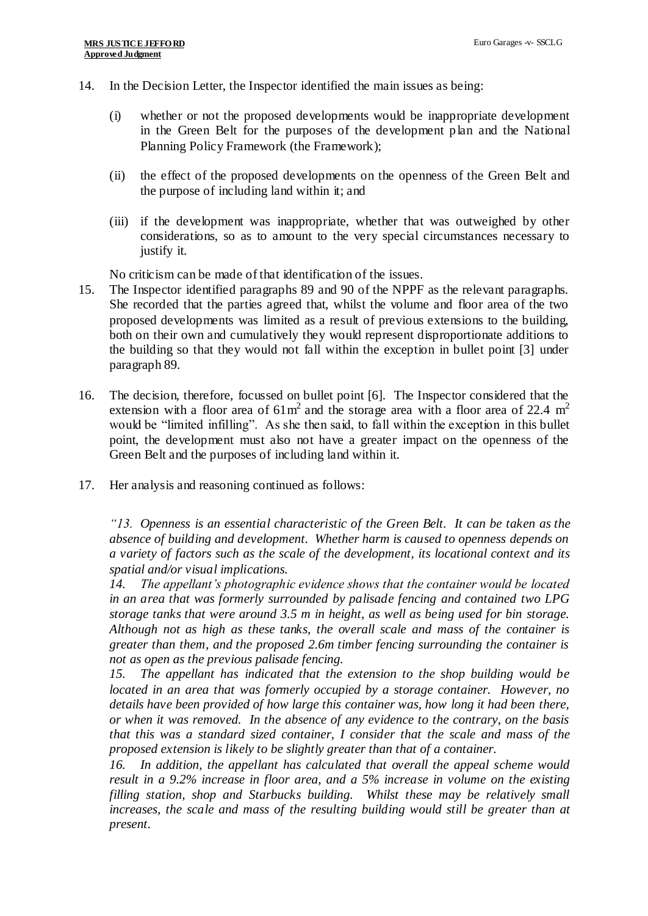14. In the Decision Letter, the Inspector identified the main issues as being:

    (i) whether or not the proposed developments would be inappropriate development in the Green Belt for the purposes of the development plan and the National Planning Policy Framework (the Framework);

    (ii) the effect of the proposed developments on the openness of the Green Belt and the purpose of including land within it; and

    (iii) if the development was inappropriate, whether that was outweighed by other considerations, so as to amount to the very special circumstances necessary to justify it.

    No criticism can be made of that identification of the issues.

15. The Inspector identified paragraphs 89 and 90 of the NPPF as the relevant paragraphs. She recorded that the parties agreed that, whilst the volume and floor area of the two proposed developments was limited as a result of previous extensions to the building, both on their own and cumulatively they would represent disproportionate additions to the building so that they would not fall within the exception in bullet point [3] under paragraph 89.

16. The decision, therefore, focussed on bullet point [6]. The Inspector considered that the extension with a floor area of $61m^2$ and the storage area with a floor area of $22.4\ m^2$ would be "limited infilling". As she then said, to fall within the exception in this bullet point, the development must also not have a greater impact on the openness of the Green Belt and the purposes of including land within it.

17. Her analysis and reasoning continued as follows:

    *"13. Openness is an essential characteristic of the Green Belt. It can be taken as the absence of building and development. Whether harm is caused to openness depends on a variety of factors such as the scale of the development, its locational context and its spatial and/or visual implications.*
    *14. The appellant's photographic evidence shows that the container would be located in an area that was formerly surrounded by palisade fencing and contained two LPG storage tanks that were around 3.5 m in height, as well as being used for bin storage. Although not as high as these tanks, the overall scale and mass of the container is greater than them, and the proposed 2.6m timber fencing surrounding the container is not as open as the previous palisade fencing.*
    *15. The appellant has indicated that the extension to the shop building would be located in an area that was formerly occupied by a storage container. However, no details have been provided of how large this container was, how long it had been there, or when it was removed. In the absence of any evidence to the contrary, on the basis that this was a standard sized container, I consider that the scale and mass of the proposed extension is likely to be slightly greater than that of a container.*
    *16. In addition, the appellant has calculated that overall the appeal scheme would result in a 9.2% increase in floor area, and a 5% increase in volume on the existing filling station, shop and Starbucks building. Whilst these may be relatively small increases, the scale and mass of the resulting building would still be greater than at present.*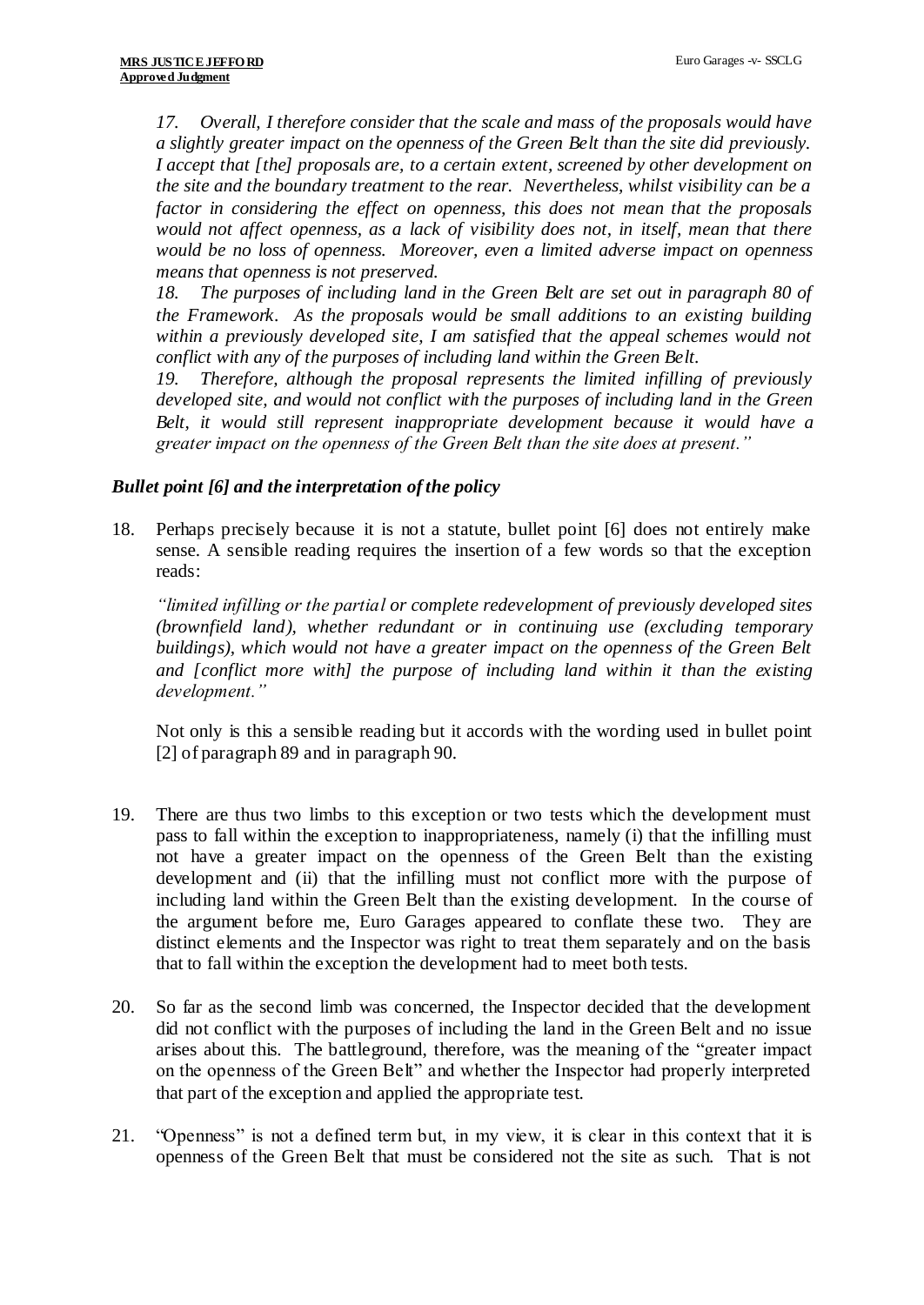> *17. Overall, I therefore consider that the scale and mass of the proposals would have a slightly greater impact on the openness of the Green Belt than the site did previously. I accept that [the] proposals are, to a certain extent, screened by other development on the site and the boundary treatment to the rear. Nevertheless, whilst visibility can be a factor in considering the effect on openness, this does not mean that the proposals would not affect openness, as a lack of visibility does not, in itself, mean that there would be no loss of openness. Moreover, even a limited adverse impact on openness means that openness is not preserved.*
>
> *18. The purposes of including land in the Green Belt are set out in paragraph 80 of the Framework. As the proposals would be small additions to an existing building within a previously developed site, I am satisfied that the appeal schemes would not conflict with any of the purposes of including land within the Green Belt.*
>
> *19. Therefore, although the proposal represents the limited infilling of previously developed site, and would not conflict with the purposes of including land in the Green Belt, it would still represent inappropriate development because it would have a greater impact on the openness of the Green Belt than the site does at present."*

### *Bullet point [6] and the interpretation of the policy*

18. Perhaps precisely because it is not a statute, bullet point [6] does not entirely make sense. A sensible reading requires the insertion of a few words so that the exception reads:

    *"limited infilling or the partial or complete redevelopment of previously developed sites (brownfield land), whether redundant or in continuing use (excluding temporary buildings), which would not have a greater impact on the openness of the Green Belt and [conflict more with] the purpose of including land within it than the existing development."*

    Not only is this a sensible reading but it accords with the wording used in bullet point [2] of paragraph 89 and in paragraph 90.

19. There are thus two limbs to this exception or two tests which the development must pass to fall within the exception to inappropriateness, namely (i) that the infilling must not have a greater impact on the openness of the Green Belt than the existing development and (ii) that the infilling must not conflict more with the purpose of including land within the Green Belt than the existing development. In the course of the argument before me, Euro Garages appeared to conflate these two. They are distinct elements and the Inspector was right to treat them separately and on the basis that to fall within the exception the development had to meet both tests.

20. So far as the second limb was concerned, the Inspector decided that the development did not conflict with the purposes of including the land in the Green Belt and no issue arises about this. The battleground, therefore, was the meaning of the "greater impact on the openness of the Green Belt" and whether the Inspector had properly interpreted that part of the exception and applied the appropriate test.

21. "Openness" is not a defined term but, in my view, it is clear in this context that it is openness of the Green Belt that must be considered not the site as such. That is not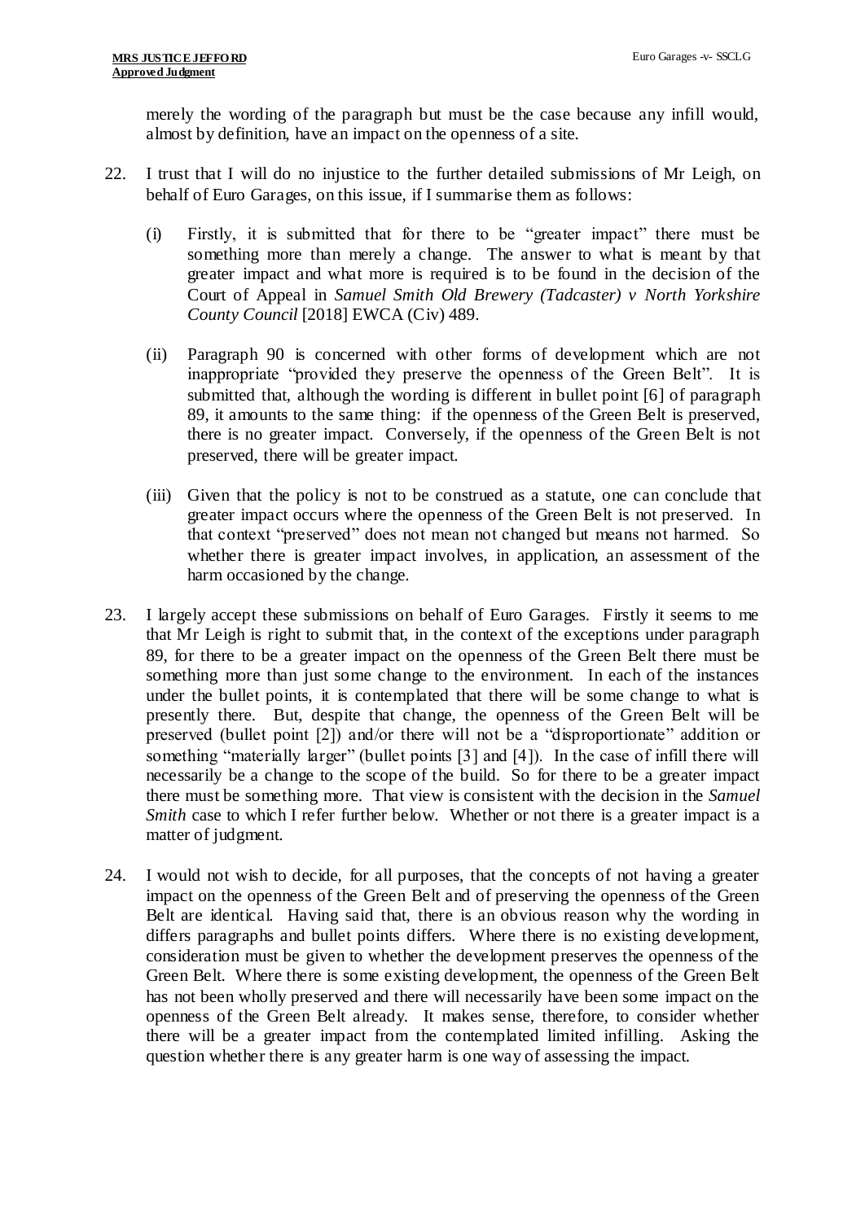merely the wording of the paragraph but must be the case because any infill would, almost by definition, have an impact on the openness of a site.

22. I trust that I will do no injustice to the further detailed submissions of Mr Leigh, on behalf of Euro Garages, on this issue, if I summarise them as follows:

    (i) Firstly, it is submitted that for there to be "greater impact" there must be something more than merely a change. The answer to what is meant by that greater impact and what more is required is to be found in the decision of the Court of Appeal in *Samuel Smith Old Brewery (Tadcaster) v North Yorkshire County Council* [2018] EWCA (Civ) 489.

    (ii) Paragraph 90 is concerned with other forms of development which are not inappropriate "provided they preserve the openness of the Green Belt". It is submitted that, although the wording is different in bullet point [6] of paragraph 89, it amounts to the same thing: if the openness of the Green Belt is preserved, there is no greater impact. Conversely, if the openness of the Green Belt is not preserved, there will be greater impact.

    (iii) Given that the policy is not to be construed as a statute, one can conclude that greater impact occurs where the openness of the Green Belt is not preserved. In that context "preserved" does not mean not changed but means not harmed. So whether there is greater impact involves, in application, an assessment of the harm occasioned by the change.

23. I largely accept these submissions on behalf of Euro Garages. Firstly it seems to me that Mr Leigh is right to submit that, in the context of the exceptions under paragraph 89, for there to be a greater impact on the openness of the Green Belt there must be something more than just some change to the environment. In each of the instances under the bullet points, it is contemplated that there will be some change to what is presently there. But, despite that change, the openness of the Green Belt will be preserved (bullet point [2]) and/or there will not be a "disproportionate" addition or something "materially larger" (bullet points [3] and [4]). In the case of infill there will necessarily be a change to the scope of the build. So for there to be a greater impact there must be something more. That view is consistent with the decision in the *Samuel Smith* case to which I refer further below. Whether or not there is a greater impact is a matter of judgment.

24. I would not wish to decide, for all purposes, that the concepts of not having a greater impact on the openness of the Green Belt and of preserving the openness of the Green Belt are identical. Having said that, there is an obvious reason why the wording in differs paragraphs and bullet points differs. Where there is no existing development, consideration must be given to whether the development preserves the openness of the Green Belt. Where there is some existing development, the openness of the Green Belt has not been wholly preserved and there will necessarily have been some impact on the openness of the Green Belt already. It makes sense, therefore, to consider whether there will be a greater impact from the contemplated limited infilling. Asking the question whether there is any greater harm is one way of assessing the impact.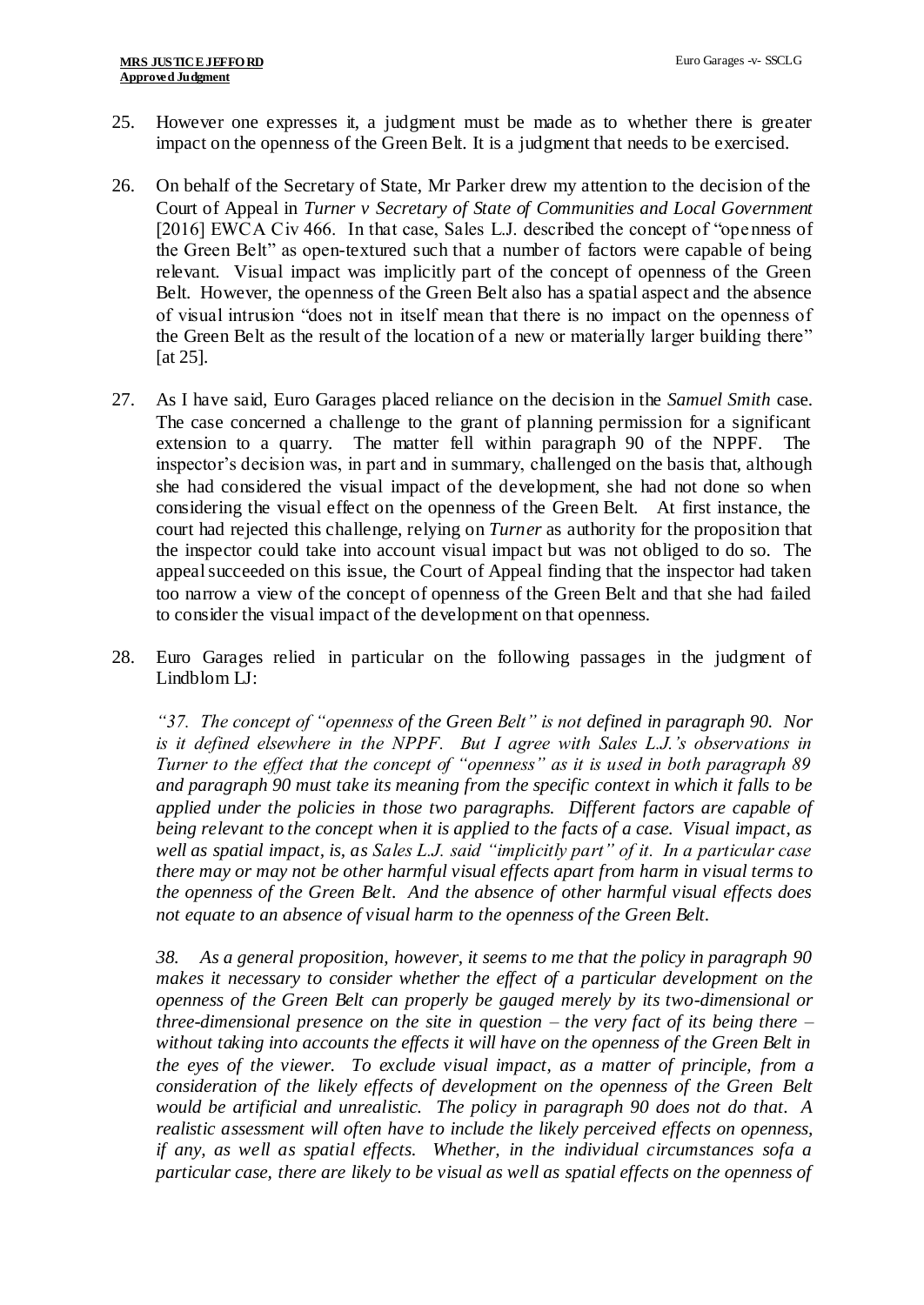25. However one expresses it, a judgment must be made as to whether there is greater impact on the openness of the Green Belt. It is a judgment that needs to be exercised.

26. On behalf of the Secretary of State, Mr Parker drew my attention to the decision of the Court of Appeal in *Turner v Secretary of State of Communities and Local Government* [2016] EWCA Civ 466. In that case, Sales L.J. described the concept of "openness of the Green Belt" as open-textured such that a number of factors were capable of being relevant. Visual impact was implicitly part of the concept of openness of the Green Belt. However, the openness of the Green Belt also has a spatial aspect and the absence of visual intrusion "does not in itself mean that there is no impact on the openness of the Green Belt as the result of the location of a new or materially larger building there" [at 25].

27. As I have said, Euro Garages placed reliance on the decision in the *Samuel Smith* case. The case concerned a challenge to the grant of planning permission for a significant extension to a quarry. The matter fell within paragraph 90 of the NPPF. The inspector's decision was, in part and in summary, challenged on the basis that, although she had considered the visual impact of the development, she had not done so when considering the visual effect on the openness of the Green Belt. At first instance, the court had rejected this challenge, relying on *Turner* as authority for the proposition that the inspector could take into account visual impact but was not obliged to do so. The appeal succeeded on this issue, the Court of Appeal finding that the inspector had taken too narrow a view of the concept of openness of the Green Belt and that she had failed to consider the visual impact of the development on that openness.

28. Euro Garages relied in particular on the following passages in the judgment of Lindblom LJ:

*"37. The concept of "openness of the Green Belt" is not defined in paragraph 90. Nor is it defined elsewhere in the NPPF. But I agree with Sales L.J.'s observations in Turner to the effect that the concept of "openness" as it is used in both paragraph 89 and paragraph 90 must take its meaning from the specific context in which it falls to be applied under the policies in those two paragraphs. Different factors are capable of being relevant to the concept when it is applied to the facts of a case. Visual impact, as well as spatial impact, is, as Sales L.J. said "implicitly part" of it. In a particular case there may or may not be other harmful visual effects apart from harm in visual terms to the openness of the Green Belt. And the absence of other harmful visual effects does not equate to an absence of visual harm to the openness of the Green Belt.*

*38. As a general proposition, however, it seems to me that the policy in paragraph 90 makes it necessary to consider whether the effect of a particular development on the openness of the Green Belt can properly be gauged merely by its two-dimensional or three-dimensional presence on the site in question – the very fact of its being there – without taking into accounts the effects it will have on the openness of the Green Belt in the eyes of the viewer. To exclude visual impact, as a matter of principle, from a consideration of the likely effects of development on the openness of the Green Belt would be artificial and unrealistic. The policy in paragraph 90 does not do that. A realistic assessment will often have to include the likely perceived effects on openness, if any, as well as spatial effects. Whether, in the individual circumstances sofa a particular case, there are likely to be visual as well as spatial effects on the openness of*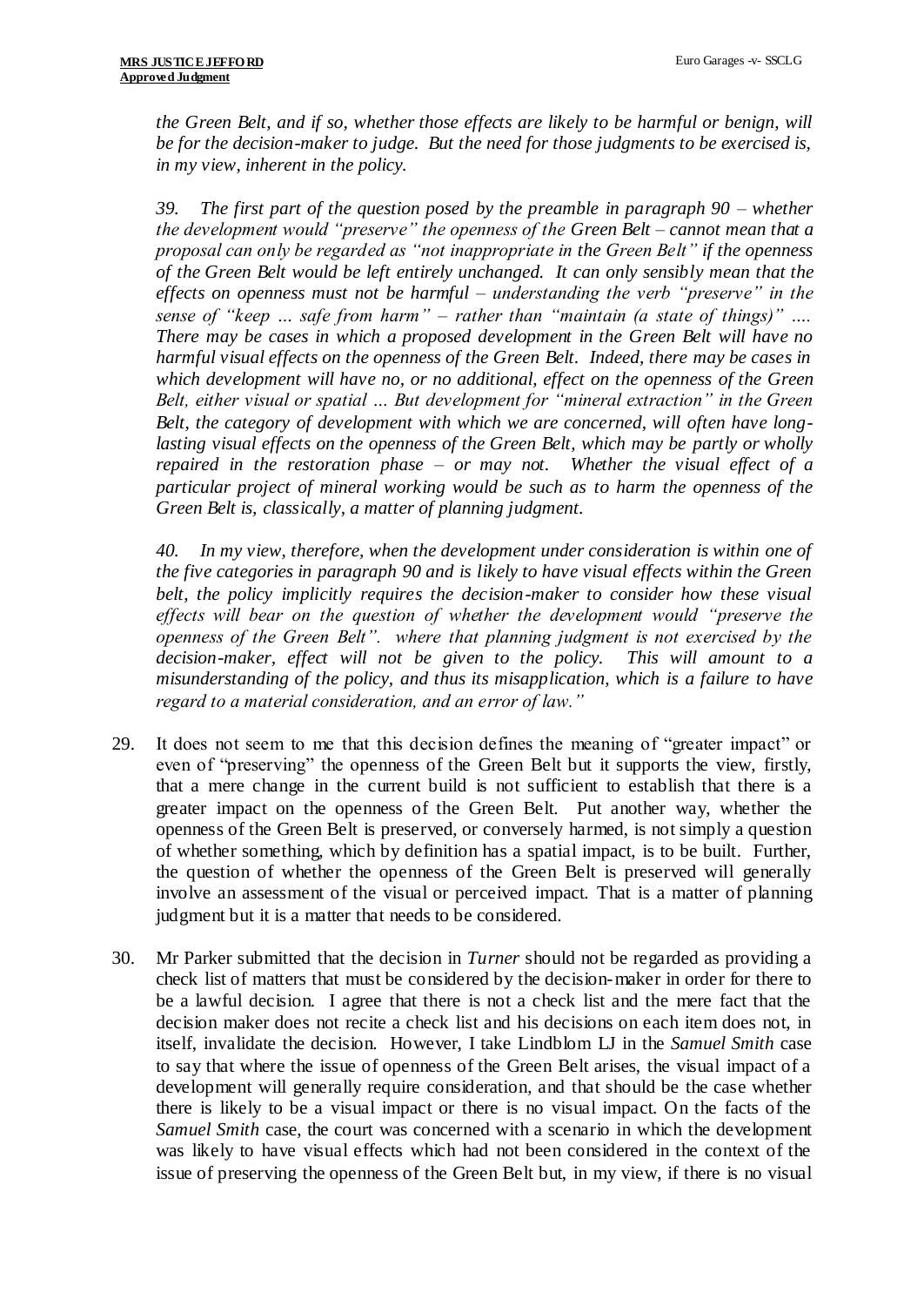*the Green Belt, and if so, whether those effects are likely to be harmful or benign, will be for the decision-maker to judge. But the need for those judgments to be exercised is, in my view, inherent in the policy.*

*39. The first part of the question posed by the preamble in paragraph 90 – whether the development would "preserve" the openness of the Green Belt – cannot mean that a proposal can only be regarded as "not inappropriate in the Green Belt" if the openness of the Green Belt would be left entirely unchanged. It can only sensibly mean that the effects on openness must not be harmful – understanding the verb "preserve" in the sense of "keep … safe from harm" – rather than "maintain (a state of things)" …. There may be cases in which a proposed development in the Green Belt will have no harmful visual effects on the openness of the Green Belt. Indeed, there may be cases in which development will have no, or no additional, effect on the openness of the Green Belt, either visual or spatial … But development for "mineral extraction" in the Green Belt, the category of development with which we are concerned, will often have long-lasting visual effects on the openness of the Green Belt, which may be partly or wholly repaired in the restoration phase – or may not. Whether the visual effect of a particular project of mineral working would be such as to harm the openness of the Green Belt is, classically, a matter of planning judgment.*

*40. In my view, therefore, when the development under consideration is within one of the five categories in paragraph 90 and is likely to have visual effects within the Green belt, the policy implicitly requires the decision-maker to consider how these visual effects will bear on the question of whether the development would "preserve the openness of the Green Belt". where that planning judgment is not exercised by the decision-maker, effect will not be given to the policy. This will amount to a misunderstanding of the policy, and thus its misapplication, which is a failure to have regard to a material consideration, and an error of law."*

29. It does not seem to me that this decision defines the meaning of "greater impact" or even of "preserving" the openness of the Green Belt but it supports the view, firstly, that a mere change in the current build is not sufficient to establish that there is a greater impact on the openness of the Green Belt. Put another way, whether the openness of the Green Belt is preserved, or conversely harmed, is not simply a question of whether something, which by definition has a spatial impact, is to be built. Further, the question of whether the openness of the Green Belt is preserved will generally involve an assessment of the visual or perceived impact. That is a matter of planning judgment but it is a matter that needs to be considered.

30. Mr Parker submitted that the decision in *Turner* should not be regarded as providing a check list of matters that must be considered by the decision-maker in order for there to be a lawful decision. I agree that there is not a check list and the mere fact that the decision maker does not recite a check list and his decisions on each item does not, in itself, invalidate the decision. However, I take Lindblom LJ in the *Samuel Smith* case to say that where the issue of openness of the Green Belt arises, the visual impact of a development will generally require consideration, and that should be the case whether there is likely to be a visual impact or there is no visual impact. On the facts of the *Samuel Smith* case, the court was concerned with a scenario in which the development was likely to have visual effects which had not been considered in the context of the issue of preserving the openness of the Green Belt but, in my view, if there is no visual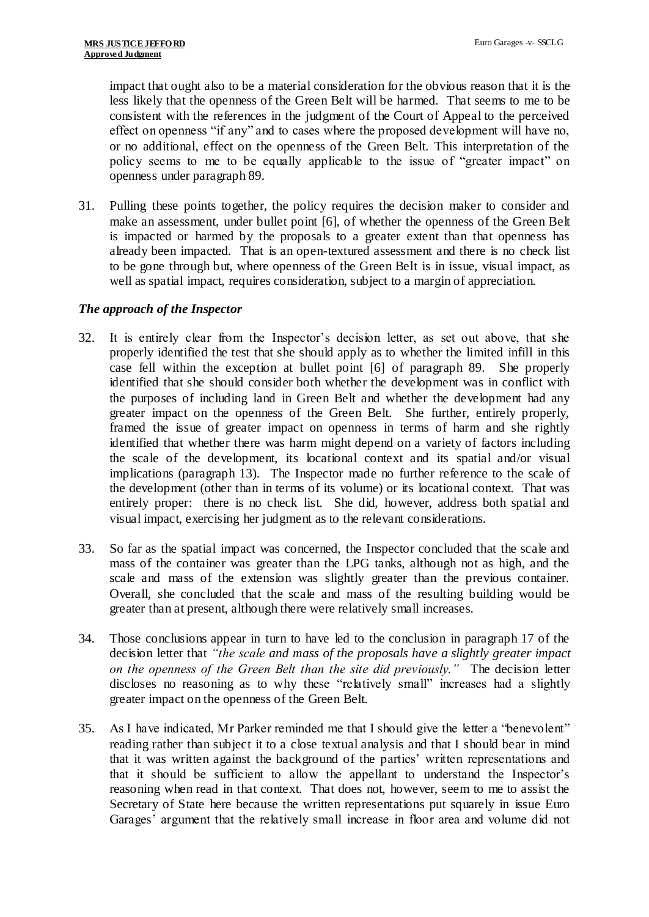impact that ought also to be a material consideration for the obvious reason that it is the less likely that the openness of the Green Belt will be harmed. That seems to me to be consistent with the references in the judgment of the Court of Appeal to the perceived effect on openness "if any" and to cases where the proposed development will have no, or no additional, effect on the openness of the Green Belt. This interpretation of the policy seems to me to be equally applicable to the issue of "greater impact" on openness under paragraph 89.

31. Pulling these points together, the policy requires the decision maker to consider and make an assessment, under bullet point [6], of whether the openness of the Green Belt is impacted or harmed by the proposals to a greater extent than that openness has already been impacted. That is an open-textured assessment and there is no check list to be gone through but, where openness of the Green Belt is in issue, visual impact, as well as spatial impact, requires consideration, subject to a margin of appreciation.

### *The approach of the Inspector*

32. It is entirely clear from the Inspector's decision letter, as set out above, that she properly identified the test that she should apply as to whether the limited infill in this case fell within the exception at bullet point [6] of paragraph 89. She properly identified that she should consider both whether the development was in conflict with the purposes of including land in Green Belt and whether the development had any greater impact on the openness of the Green Belt. She further, entirely properly, framed the issue of greater impact on openness in terms of harm and she rightly identified that whether there was harm might depend on a variety of factors including the scale of the development, its locational context and its spatial and/or visual implications (paragraph 13). The Inspector made no further reference to the scale of the development (other than in terms of its volume) or its locational context. That was entirely proper: there is no check list. She did, however, address both spatial and visual impact, exercising her judgment as to the relevant considerations.

33. So far as the spatial impact was concerned, the Inspector concluded that the scale and mass of the container was greater than the LPG tanks, although not as high, and the scale and mass of the extension was slightly greater than the previous container. Overall, she concluded that the scale and mass of the resulting building would be greater than at present, although there were relatively small increases.

34. Those conclusions appear in turn to have led to the conclusion in paragraph 17 of the decision letter that *"the scale and mass of the proposals have a slightly greater impact on the openness of the Green Belt than the site did previously."* The decision letter discloses no reasoning as to why these "relatively small" increases had a slightly greater impact on the openness of the Green Belt.

35. As I have indicated, Mr Parker reminded me that I should give the letter a "benevolent" reading rather than subject it to a close textual analysis and that I should bear in mind that it was written against the background of the parties' written representations and that it should be sufficient to allow the appellant to understand the Inspector's reasoning when read in that context. That does not, however, seem to me to assist the Secretary of State here because the written representations put squarely in issue Euro Garages' argument that the relatively small increase in floor area and volume did not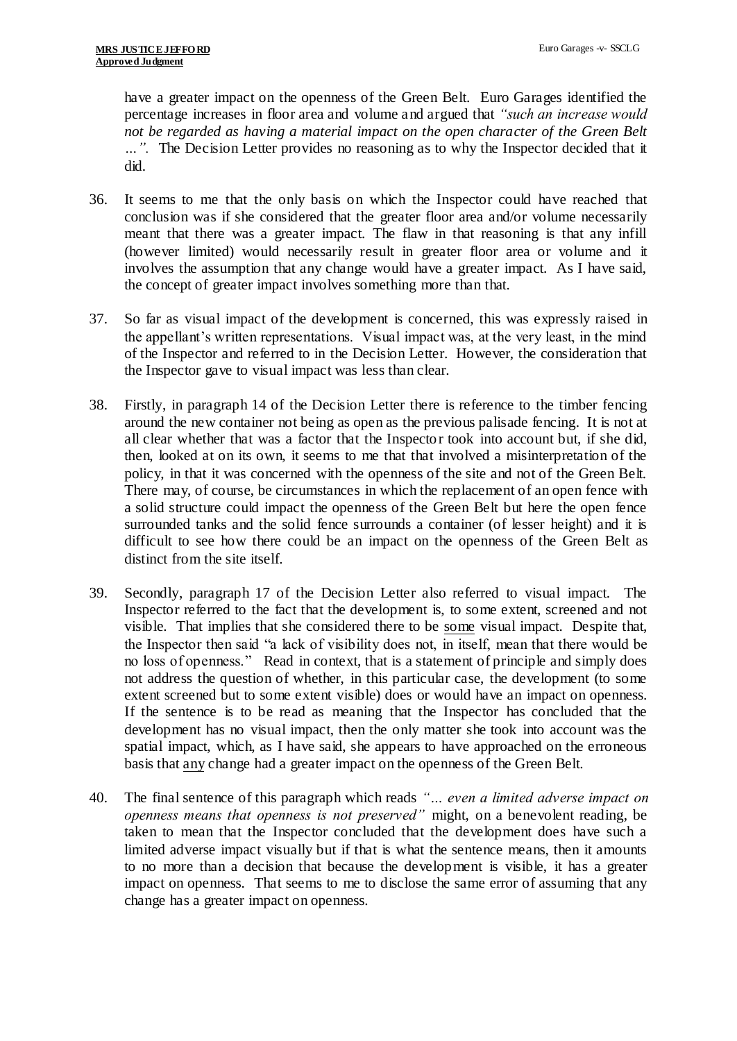have a greater impact on the openness of the Green Belt. Euro Garages identified the percentage increases in floor area and volume and argued that *"such an increase would not be regarded as having a material impact on the open character of the Green Belt …".* The Decision Letter provides no reasoning as to why the Inspector decided that it did.

36. It seems to me that the only basis on which the Inspector could have reached that conclusion was if she considered that the greater floor area and/or volume necessarily meant that there was a greater impact. The flaw in that reasoning is that any infill (however limited) would necessarily result in greater floor area or volume and it involves the assumption that any change would have a greater impact. As I have said, the concept of greater impact involves something more than that.

37. So far as visual impact of the development is concerned, this was expressly raised in the appellant's written representations. Visual impact was, at the very least, in the mind of the Inspector and referred to in the Decision Letter. However, the consideration that the Inspector gave to visual impact was less than clear.

38. Firstly, in paragraph 14 of the Decision Letter there is reference to the timber fencing around the new container not being as open as the previous palisade fencing. It is not at all clear whether that was a factor that the Inspector took into account but, if she did, then, looked at on its own, it seems to me that that involved a misinterpretation of the policy, in that it was concerned with the openness of the site and not of the Green Belt. There may, of course, be circumstances in which the replacement of an open fence with a solid structure could impact the openness of the Green Belt but here the open fence surrounded tanks and the solid fence surrounds a container (of lesser height) and it is difficult to see how there could be an impact on the openness of the Green Belt as distinct from the site itself.

39. Secondly, paragraph 17 of the Decision Letter also referred to visual impact. The Inspector referred to the fact that the development is, to some extent, screened and not visible. That implies that she considered there to be <u>some</u> visual impact. Despite that, the Inspector then said "a lack of visibility does not, in itself, mean that there would be no loss of openness." Read in context, that is a statement of principle and simply does not address the question of whether, in this particular case, the development (to some extent screened but to some extent visible) does or would have an impact on openness. If the sentence is to be read as meaning that the Inspector has concluded that the development has no visual impact, then the only matter she took into account was the spatial impact, which, as I have said, she appears to have approached on the erroneous basis that <u>any</u> change had a greater impact on the openness of the Green Belt.

40. The final sentence of this paragraph which reads *"… even a limited adverse impact on openness means that openness is not preserved"* might, on a benevolent reading, be taken to mean that the Inspector concluded that the development does have such a limited adverse impact visually but if that is what the sentence means, then it amounts to no more than a decision that because the development is visible, it has a greater impact on openness. That seems to me to disclose the same error of assuming that any change has a greater impact on openness.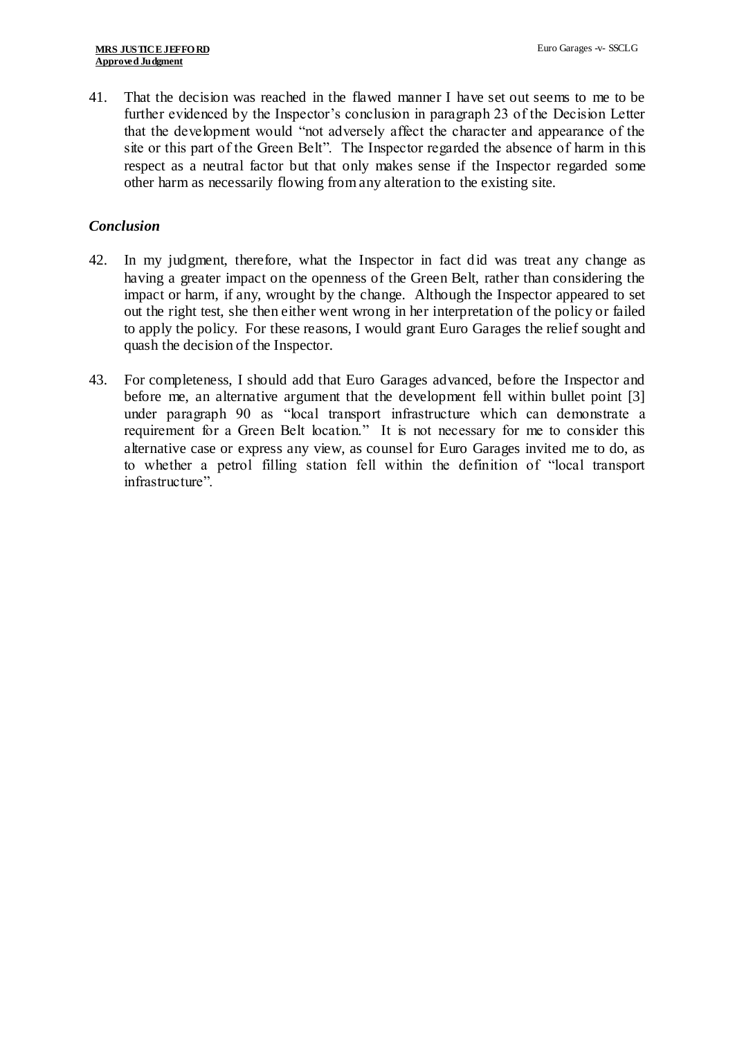41. That the decision was reached in the flawed manner I have set out seems to me to be further evidenced by the Inspector's conclusion in paragraph 23 of the Decision Letter that the development would "not adversely affect the character and appearance of the site or this part of the Green Belt". The Inspector regarded the absence of harm in this respect as a neutral factor but that only makes sense if the Inspector regarded some other harm as necessarily flowing from any alteration to the existing site.

### *Conclusion*

42. In my judgment, therefore, what the Inspector in fact did was treat any change as having a greater impact on the openness of the Green Belt, rather than considering the impact or harm, if any, wrought by the change. Although the Inspector appeared to set out the right test, she then either went wrong in her interpretation of the policy or failed to apply the policy. For these reasons, I would grant Euro Garages the relief sought and quash the decision of the Inspector.

43. For completeness, I should add that Euro Garages advanced, before the Inspector and before me, an alternative argument that the development fell within bullet point [3] under paragraph 90 as "local transport infrastructure which can demonstrate a requirement for a Green Belt location." It is not necessary for me to consider this alternative case or express any view, as counsel for Euro Garages invited me to do, as to whether a petrol filling station fell within the definition of "local transport infrastructure".